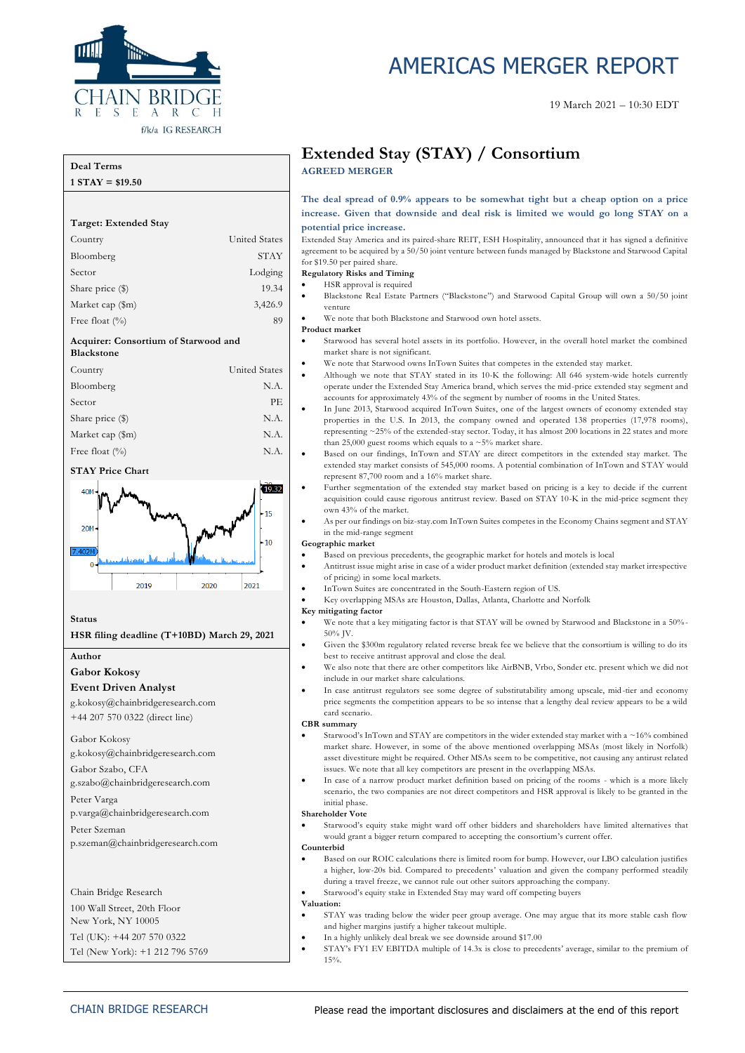# AMERICAS MERGER REPORT

19 March 2021 – 10:30 EDT

| Deal Terms | |
|---|---|
| 1 STAY = $19.50 | |

**Target: Extended Stay**

| | |
|---|---|
| Country | United States |
| Bloomberg | STAY |
| Sector | Lodging |
| Share price ($) | 19.34 |
| Market cap ($m) | 3,426.9 |
| Free float (%) | 89 |

**Acquirer: Consortium of Starwood and Blackstone**

| | |
|---|---|
| Country | United States |
| Bloomberg | N.A. |
| Sector | PE |
| Share price ($) | N.A. |
| Market cap ($m) | N.A. |
| Free float (%) | N.A. |

**STAY Price Chart**

**Status**

**HSR filing deadline (T+10BD) March 29, 2021**

**Author**

**Gabor Kokosy**
**Event Driven Analyst**
g.kokosy@chainbridgeresearch.com
+44 207 570 0322 (direct line)

Gabor Kokosy
g.kokosy@chainbridgeresearch.com

Gabor Szabo, CFA
g.szabo@chainbridgeresearch.com

Peter Varga
p.varga@chainbridgeresearch.com

Peter Szeman
p.szeman@chainbridgeresearch.com

Chain Bridge Research
100 Wall Street, 20th Floor
New York, NY 10005
Tel (UK): +44 207 570 0322
Tel (New York): +1 212 796 5769

## Extended Stay (STAY) / Consortium

**AGREED MERGER**

**The deal spread of 0.9% appears to be somewhat tight but a cheap option on a price increase. Given that downside and deal risk is limited we would go long STAY on a potential price increase.**

Extended Stay America and its paired-share REIT, ESH Hospitality, announced that it has signed a definitive agreement to be acquired by a 50/50 joint venture between funds managed by Blackstone and Starwood Capital for $19.50 per paired share.

**Regulatory Risks and Timing**

- HSR approval is required
- Blackstone Real Estate Partners ("Blackstone") and Starwood Capital Group will own a 50/50 joint venture
- We note that both Blackstone and Starwood own hotel assets.

**Product market**

- Starwood has several hotel assets in its portfolio. However, in the overall hotel market the combined market share is not significant.
- We note that Starwood owns InTown Suites that competes in the extended stay market.
- Although we note that STAY stated in its 10-K the following: All 646 system-wide hotels currently operate under the Extended Stay America brand, which serves the mid-price extended stay segment and accounts for approximately 43% of the segment by number of rooms in the United States.
- In June 2013, Starwood acquired InTown Suites, one of the largest owners of economy extended stay properties in the U.S. In 2013, the company owned and operated 138 properties (17,978 rooms), representing ~25% of the extended-stay sector. Today, it has almost 200 locations in 22 states and more than 25,000 guest rooms which equals to a ~5% market share.
- Based on our findings, InTown and STAY are direct competitors in the extended stay market. The extended stay market consists of 545,000 rooms. A potential combination of InTown and STAY would represent 87,700 room and a 16% market share.
- Further segmentation of the extended stay market based on pricing is a key to decide if the current acquisition could cause rigorous antitrust review. Based on STAY 10-K in the mid-price segment they own 43% of the market.
- As per our findings on biz-stay.com InTown Suites competes in the Economy Chains segment and STAY in the mid-range segment

**Geographic market**

- Based on previous precedents, the geographic market for hotels and motels is local
- Antitrust issue might arise in case of a wider product market definition (extended stay market irrespective of pricing) in some local markets.
- InTown Suites are concentrated in the South-Eastern region of US.
- Key overlapping MSAs are Houston, Dallas, Atlanta, Charlotte and Norfolk

**Key mitigating factor**

- We note that a key mitigating factor is that STAY will be owned by Starwood and Blackstone in a 50%-50% JV.
- Given the $300m regulatory related reverse break fee we believe that the consortium is willing to do its best to receive antitrust approval and close the deal.
- We also note that there are other competitors like AirBNB, Vrbo, Sonder etc. present which we did not include in our market share calculations.
- In case antitrust regulators see some degree of substitutability among upscale, mid-tier and economy price segments the competition appears to be so intense that a lengthy deal review appears to be a wild card scenario.

**CBR summary**

- Starwood's InTown and STAY are competitors in the wider extended stay market with a ~16% combined market share. However, in some of the above mentioned overlapping MSAs (most likely in Norfolk) asset divestiture might be required. Other MSAs seem to be competitive, not causing any antirust related issues. We note that all key competitors are present in the overlapping MSAs.
- In case of a narrow product market definition based on pricing of the rooms - which is a more likely scenario, the two companies are not direct competitors and HSR approval is likely to be granted in the initial phase.

**Shareholder Vote**

- Starwood's equity stake might ward off other bidders and shareholders have limited alternatives that would grant a bigger return compared to accepting the consortium's current offer.

**Counterbid**

- Based on our ROIC calculations there is limited room for bump. However, our LBO calculation justifies a higher, low-20s bid. Compared to precedents' valuation and given the company performed steadily during a travel freeze, we cannot rule out other suitors approaching the company.
- Starwood's equity stake in Extended Stay may ward off competing buyers

**Valuation:**

- STAY was trading below the wider peer group average. One may argue that its more stable cash flow and higher margins justify a higher takeout multiple.
- In a highly unlikely deal break we see downside around $17.00
- STAY's FY1 EV EBITDA multiple of 14.3x is close to precedents' average, similar to the premium of 15%.

Please read the important disclosures and disclaimers at the end of this report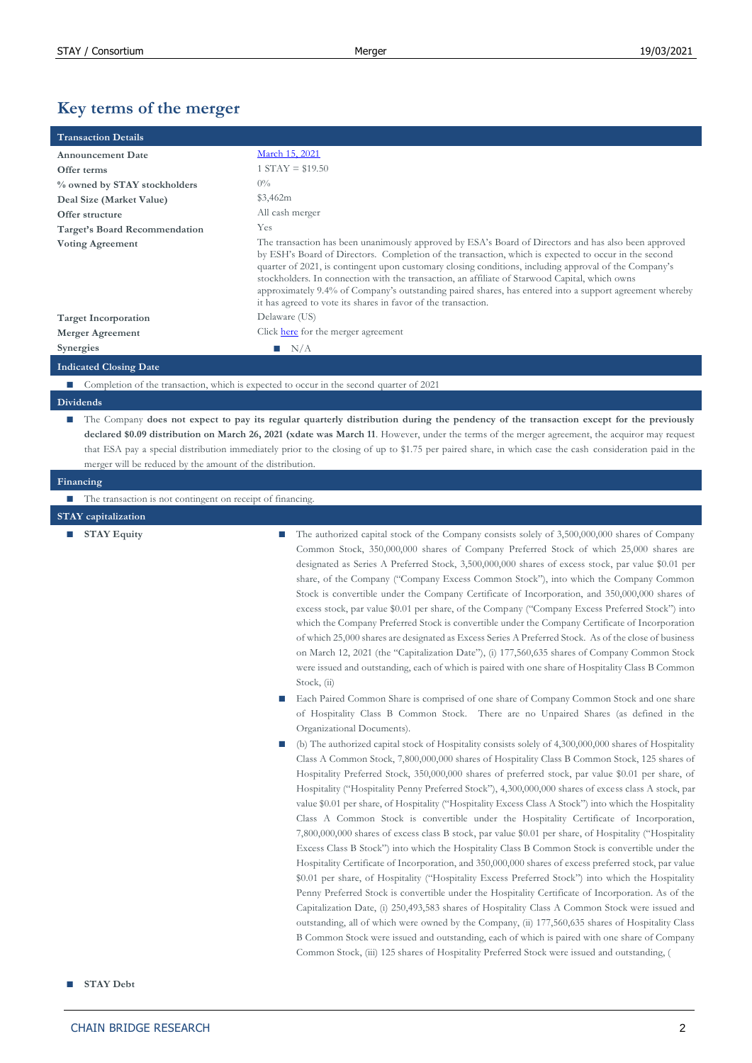## Key terms of the merger

| Transaction Details | |
|---|---|
| **Announcement Date** | [March 15, 2021](#) |
| **Offer terms** | 1 STAY = $19.50 |
| **% owned by STAY stockholders** | 0% |
| **Deal Size (Market Value)** | $3,462m |
| **Offer structure** | All cash merger |
| **Target's Board Recommendation** | Yes |
| **Voting Agreement** | The transaction has been unanimously approved by ESA's Board of Directors and has also been approved by ESH's Board of Directors. Completion of the transaction, which is expected to occur in the second quarter of 2021, is contingent upon customary closing conditions, including approval of the Company's stockholders. In connection with the transaction, an affiliate of Starwood Capital, which owns approximately 9.4% of Company's outstanding paired shares, has entered into a support agreement whereby it has agreed to vote its shares in favor of the transaction. |
| **Target Incorporation** | Delaware (US) |
| **Merger Agreement** | Click [here](#) for the merger agreement |
| **Synergies** | ■ N/A |

### Indicated Closing Date

- Completion of the transaction, which is expected to occur in the second quarter of 2021

### Dividends

- The Company **does not expect to pay its regular quarterly distribution during the pendency of the transaction except for the previously declared $0.09 distribution on March 26, 2021 (xdate was March 11**. However, under the terms of the merger agreement, the acquiror may request that ESA pay a special distribution immediately prior to the closing of up to $1.75 per paired share, in which case the cash consideration paid in the merger will be reduced by the amount of the distribution.

### Financing

- The transaction is not contingent on receipt of financing.

### STAY capitalization

- **STAY Equity**
  - The authorized capital stock of the Company consists solely of 3,500,000,000 shares of Company Common Stock, 350,000,000 shares of Company Preferred Stock of which 25,000 shares are designated as Series A Preferred Stock, 3,500,000,000 shares of excess stock, par value $0.01 per share, of the Company ("Company Excess Common Stock"), into which the Company Common Stock is convertible under the Company Certificate of Incorporation, and 350,000,000 shares of excess stock, par value $0.01 per share, of the Company ("Company Excess Preferred Stock") into which the Company Preferred Stock is convertible under the Company Certificate of Incorporation of which 25,000 shares are designated as Excess Series A Preferred Stock. As of the close of business on March 12, 2021 (the "Capitalization Date"), (i) 177,560,635 shares of Company Common Stock were issued and outstanding, each of which is paired with one share of Hospitality Class B Common Stock, (ii)
  - Each Paired Common Share is comprised of one share of Company Common Stock and one share of Hospitality Class B Common Stock. There are no Unpaired Shares (as defined in the Organizational Documents).
  - (b) The authorized capital stock of Hospitality consists solely of 4,300,000,000 shares of Hospitality Class A Common Stock, 7,800,000,000 shares of Hospitality Class B Common Stock, 125 shares of Hospitality Preferred Stock, 350,000,000 shares of preferred stock, par value $0.01 per share, of Hospitality ("Hospitality Penny Preferred Stock"), 4,300,000,000 shares of excess class A stock, par value $0.01 per share, of Hospitality ("Hospitality Excess Class A Stock") into which the Hospitality Class A Common Stock is convertible under the Hospitality Certificate of Incorporation, 7,800,000,000 shares of excess class B stock, par value $0.01 per share, of Hospitality ("Hospitality Excess Class B Stock") into which the Hospitality Class B Common Stock is convertible under the Hospitality Certificate of Incorporation, and 350,000,000 shares of excess preferred stock, par value $0.01 per share, of Hospitality ("Hospitality Excess Preferred Stock") into which the Hospitality Penny Preferred Stock is convertible under the Hospitality Certificate of Incorporation. As of the Capitalization Date, (i) 250,493,583 shares of Hospitality Class A Common Stock were issued and outstanding, all of which were owned by the Company, (ii) 177,560,635 shares of Hospitality Class B Common Stock were issued and outstanding, each of which is paired with one share of Company Common Stock, (iii) 125 shares of Hospitality Preferred Stock were issued and outstanding, (
- **STAY Debt**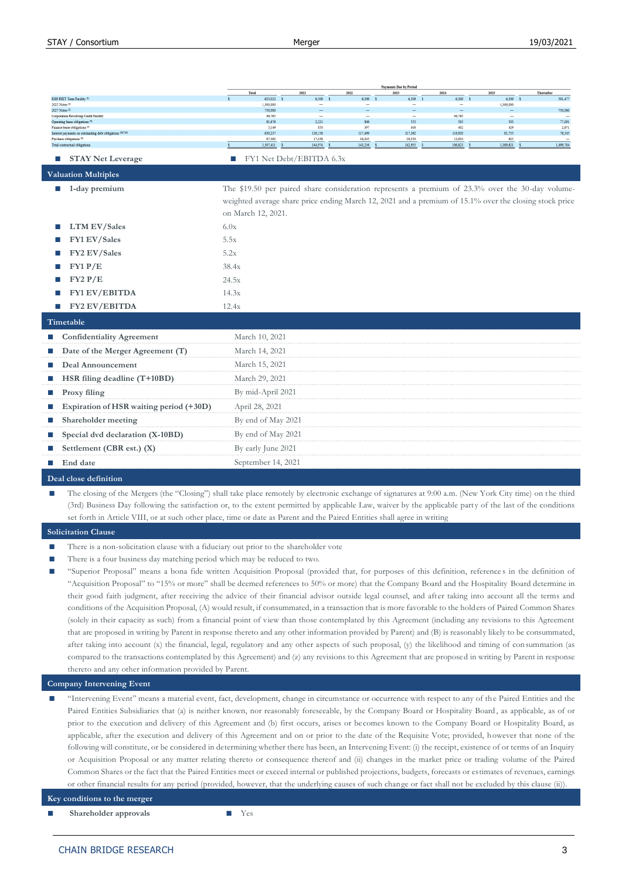| | Payments Due by Period | | | | | | |
|---|---|---|---|---|---|---|---|
| | Total | 2021 | 2022 | 2023 | 2024 | 2025 | Thereafter |
| ESH REIT Term Facility [1] | $ 623,022 | $ 6,300 | $ 6,300 | $ 6,300 | $ 6,300 | $ 6,300 | $ 591,477 |
| 2025 Notes [2] | 1,300,000 | — | — | — | — | 1,300,000 | — |
| 2027 Notes [3] | 750,000 | — | — | — | — | — | 750,000 |
| Corporation Revolving Credit Facility | 49,763 | — | — | — | 49,763 | — | — |
| Operating lease obligations [4] | 81,676 | 2,221 | 806 | 532 | 503 | 503 | 77,091 |
| Finance lease obligations [5] | 5,149 | 850 | 397 | 400 | 402 | 429 | 2,671 |
| Interest payments on outstanding debt obligations [6][7][8] | 630,237 | 118,136 | 117,499 | 117,382 | 116,920 | 81,755 | 78,545 |
| Purchase obligations [9] | 67,562 | 17,438 | 18,245 | 18,338 | 12,924 | 625 | — |
| Total contractual obligations | $ 3,507,411 | $ 144,974 | $ 143,256 | $ 142,953 | $ 186,823 | $ 1,389,621 | $ 1,499,784 |

- **STAY Net Leverage**
  - FY1 Net Debt/EBITDA 6.3x

## Valuation Multiples

| | |
|---|---|
| **1-day premium** | The $19.50 per paired share consideration represents a premium of 23.3% over the 30-day volume-weighted average share price ending March 12, 2021 and a premium of 15.1% over the closing stock price on March 12, 2021. |
| **LTM EV/Sales** | 6.0x |
| **FY1 EV/Sales** | 5.5x |
| **FY2 EV/Sales** | 5.2x |
| **FY1 P/E** | 38.4x |
| **FY2 P/E** | 24.5x |
| **FY1 EV/EBITDA** | 14.3x |
| **FY2 EV/EBITDA** | 12.4x |

## Timetable

| | |
|---|---|
| **Confidentiality Agreement** | March 10, 2021 |
| **Date of the Merger Agreement (T)** | March 14, 2021 |
| **Deal Announcement** | March 15, 2021 |
| **HSR filing deadline (T+10BD)** | March 29, 2021 |
| **Proxy filing** | By mid-April 2021 |
| **Expiration of HSR waiting period (+30D)** | April 28, 2021 |
| **Shareholder meeting** | By end of May 2021 |
| **Special dvd declaration (X-10BD)** | By end of May 2021 |
| **Settlement (CBR est.) (X)** | By early June 2021 |
| **End date** | September 14, 2021 |

## Deal close definition

- The closing of the Mergers (the "Closing") shall take place remotely by electronic exchange of signatures at 9:00 a.m. (New York City time) on the third (3rd) Business Day following the satisfaction or, to the extent permitted by applicable Law, waiver by the applicable party of the last of the conditions set forth in Article VIII, or at such other place, time or date as Parent and the Paired Entities shall agree in writing

## Solicitation Clause

- There is a non-solicitation clause with a fiduciary out prior to the shareholder vote
- There is a four business day matching period which may be reduced to two.
- "Superior Proposal" means a bona fide written Acquisition Proposal (provided that, for purposes of this definition, references in the definition of "Acquisition Proposal" to "15% or more" shall be deemed references to 50% or more) that the Company Board and the Hospitality Board determine in their good faith judgment, after receiving the advice of their financial advisor outside legal counsel, and after taking into account all the terms and conditions of the Acquisition Proposal, (A) would result, if consummated, in a transaction that is more favorable to the holders of Paired Common Shares (solely in their capacity as such) from a financial point of view than those contemplated by this Agreement (including any revisions to this Agreement that are proposed in writing by Parent in response thereto and any other information provided by Parent) and (B) is reasonably likely to be consummated, after taking into account (x) the financial, legal, regulatory and any other aspects of such proposal, (y) the likelihood and timing of consummation (as compared to the transactions contemplated by this Agreement) and (z) any revisions to this Agreement that are proposed in writing by Parent in response thereto and any other information provided by Parent.

## Company Intervening Event

- "Intervening Event" means a material event, fact, development, change in circumstance or occurrence with respect to any of the Paired Entities and the Paired Entities Subsidiaries that (a) is neither known, nor reasonably foreseeable, by the Company Board or Hospitality Board, as applicable, as of or prior to the execution and delivery of this Agreement and (b) first occurs, arises or becomes known to the Company Board or Hospitality Board, as applicable, after the execution and delivery of this Agreement and on or prior to the date of the Requisite Vote; provided, however that none of the following will constitute, or be considered in determining whether there has been, an Intervening Event: (i) the receipt, existence of or terms of an Inquiry or Acquisition Proposal or any matter relating thereto or consequence thereof and (ii) changes in the market price or trading volume of the Paired Common Shares or the fact that the Paired Entities meet or exceed internal or published projections, budgets, forecasts or estimates of revenues, earnings or other financial results for any period (provided, however, that the underlying causes of such change or fact shall not be excluded by this clause (ii)).

## Key conditions to the merger

| | |
|---|---|
| **Shareholder approvals** | Yes |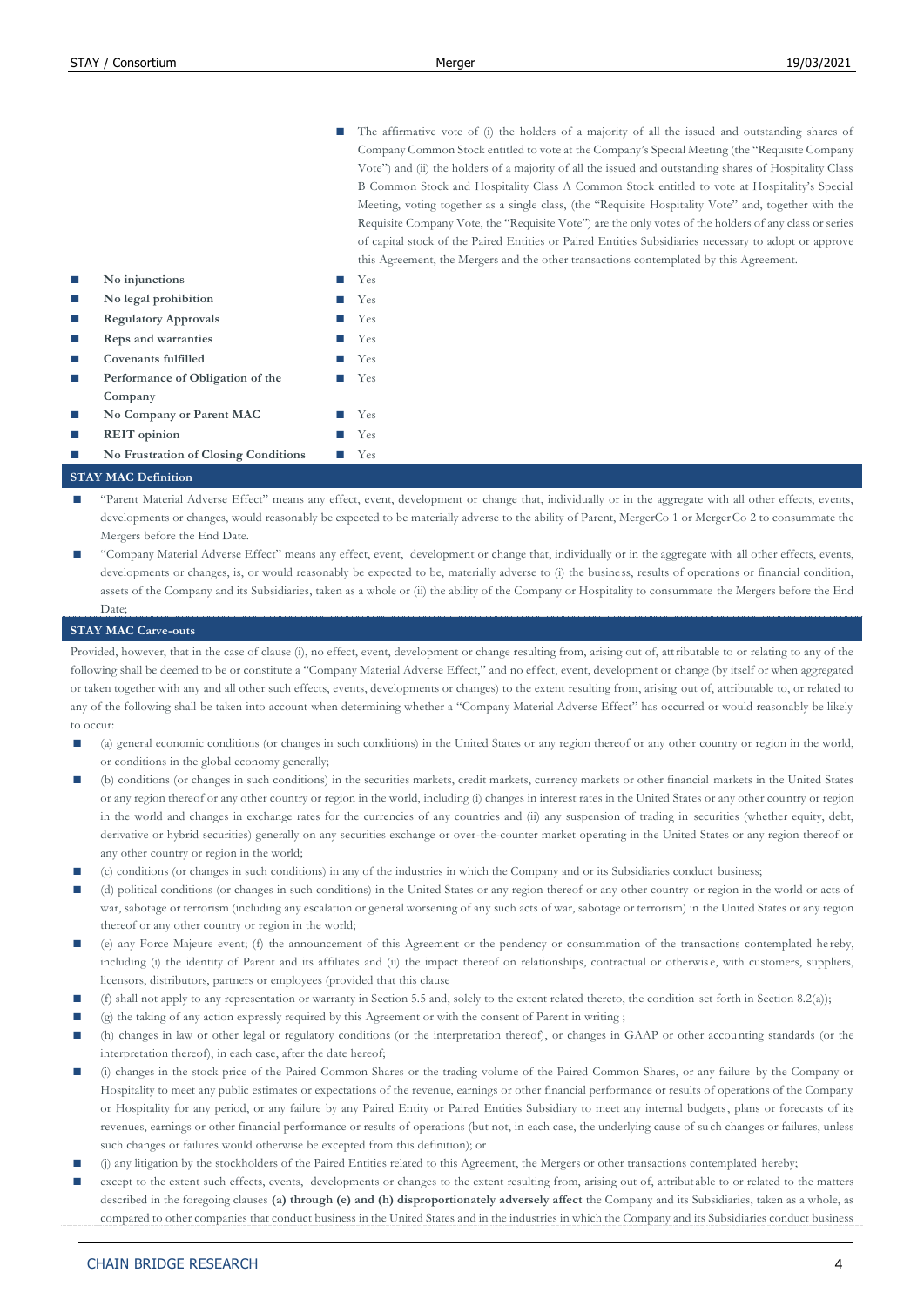| | |
|---|---|
| | The affirmative vote of (i) the holders of a majority of all the issued and outstanding shares of Company Common Stock entitled to vote at the Company's Special Meeting (the "Requisite Company Vote") and (ii) the holders of a majority of all the issued and outstanding shares of Hospitality Class B Common Stock and Hospitality Class A Common Stock entitled to vote at Hospitality's Special Meeting, voting together as a single class, (the "Requisite Hospitality Vote" and, together with the Requisite Company Vote, the "Requisite Vote") are the only votes of the holders of any class or series of capital stock of the Paired Entities or Paired Entities Subsidiaries necessary to adopt or approve this Agreement, the Mergers and the other transactions contemplated by this Agreement. |
| **No injunctions** | Yes |
| **No legal prohibition** | Yes |
| **Regulatory Approvals** | Yes |
| **Reps and warranties** | Yes |
| **Covenants fulfilled** | Yes |
| **Performance of Obligation of the Company** | Yes |
| **No Company or Parent MAC** | Yes |
| **REIT opinion** | Yes |
| **No Frustration of Closing Conditions** | Yes |

## STAY MAC Definition

- "Parent Material Adverse Effect" means any effect, event, development or change that, individually or in the aggregate with all other effects, events, developments or changes, would reasonably be expected to be materially adverse to the ability of Parent, MergerCo 1 or MergerCo 2 to consummate the Mergers before the End Date.
- "Company Material Adverse Effect" means any effect, event, development or change that, individually or in the aggregate with all other effects, events, developments or changes, is, or would reasonably be expected to be, materially adverse to (i) the business, results of operations or financial condition, assets of the Company and its Subsidiaries, taken as a whole or (ii) the ability of the Company or Hospitality to consummate the Mergers before the End Date;

## STAY MAC Carve-outs

Provided, however, that in the case of clause (i), no effect, event, development or change resulting from, arising out of, attributable to or relating to any of the following shall be deemed to be or constitute a "Company Material Adverse Effect," and no effect, event, development or change (by itself or when aggregated or taken together with any and all other such effects, events, developments or changes) to the extent resulting from, arising out of, attributable to, or related to any of the following shall be taken into account when determining whether a "Company Material Adverse Effect" has occurred or would reasonably be likely to occur:

- (a) general economic conditions (or changes in such conditions) in the United States or any region thereof or any other country or region in the world, or conditions in the global economy generally;
- (b) conditions (or changes in such conditions) in the securities markets, credit markets, currency markets or other financial markets in the United States or any region thereof or any other country or region in the world, including (i) changes in interest rates in the United States or any other country or region in the world and changes in exchange rates for the currencies of any countries and (ii) any suspension of trading in securities (whether equity, debt, derivative or hybrid securities) generally on any securities exchange or over-the-counter market operating in the United States or any region thereof or any other country or region in the world;
- (c) conditions (or changes in such conditions) in any of the industries in which the Company and or its Subsidiaries conduct business;
- (d) political conditions (or changes in such conditions) in the United States or any region thereof or any other country or region in the world or acts of war, sabotage or terrorism (including any escalation or general worsening of any such acts of war, sabotage or terrorism) in the United States or any region thereof or any other country or region in the world;
- (e) any Force Majeure event; (f) the announcement of this Agreement or the pendency or consummation of the transactions contemplated hereby, including (i) the identity of Parent and its affiliates and (ii) the impact thereof on relationships, contractual or otherwise, with customers, suppliers, licensors, distributors, partners or employees (provided that this clause
- (f) shall not apply to any representation or warranty in Section 5.5 and, solely to the extent related thereto, the condition set forth in Section 8.2(a));
- (g) the taking of any action expressly required by this Agreement or with the consent of Parent in writing ;
- (h) changes in law or other legal or regulatory conditions (or the interpretation thereof), or changes in GAAP or other accounting standards (or the interpretation thereof), in each case, after the date hereof;
- (i) changes in the stock price of the Paired Common Shares or the trading volume of the Paired Common Shares, or any failure by the Company or Hospitality to meet any public estimates or expectations of the revenue, earnings or other financial performance or results of operations of the Company or Hospitality for any period, or any failure by any Paired Entity or Paired Entities Subsidiary to meet any internal budgets, plans or forecasts of its revenues, earnings or other financial performance or results of operations (but not, in each case, the underlying cause of such changes or failures, unless such changes or failures would otherwise be excepted from this definition); or
- (j) any litigation by the stockholders of the Paired Entities related to this Agreement, the Mergers or other transactions contemplated hereby;
- except to the extent such effects, events, developments or changes to the extent resulting from, arising out of, attributable to or related to the matters described in the foregoing clauses **(a) through (e) and (h) disproportionately adversely affect** the Company and its Subsidiaries, taken as a whole, as compared to other companies that conduct business in the United States and in the industries in which the Company and its Subsidiaries conduct business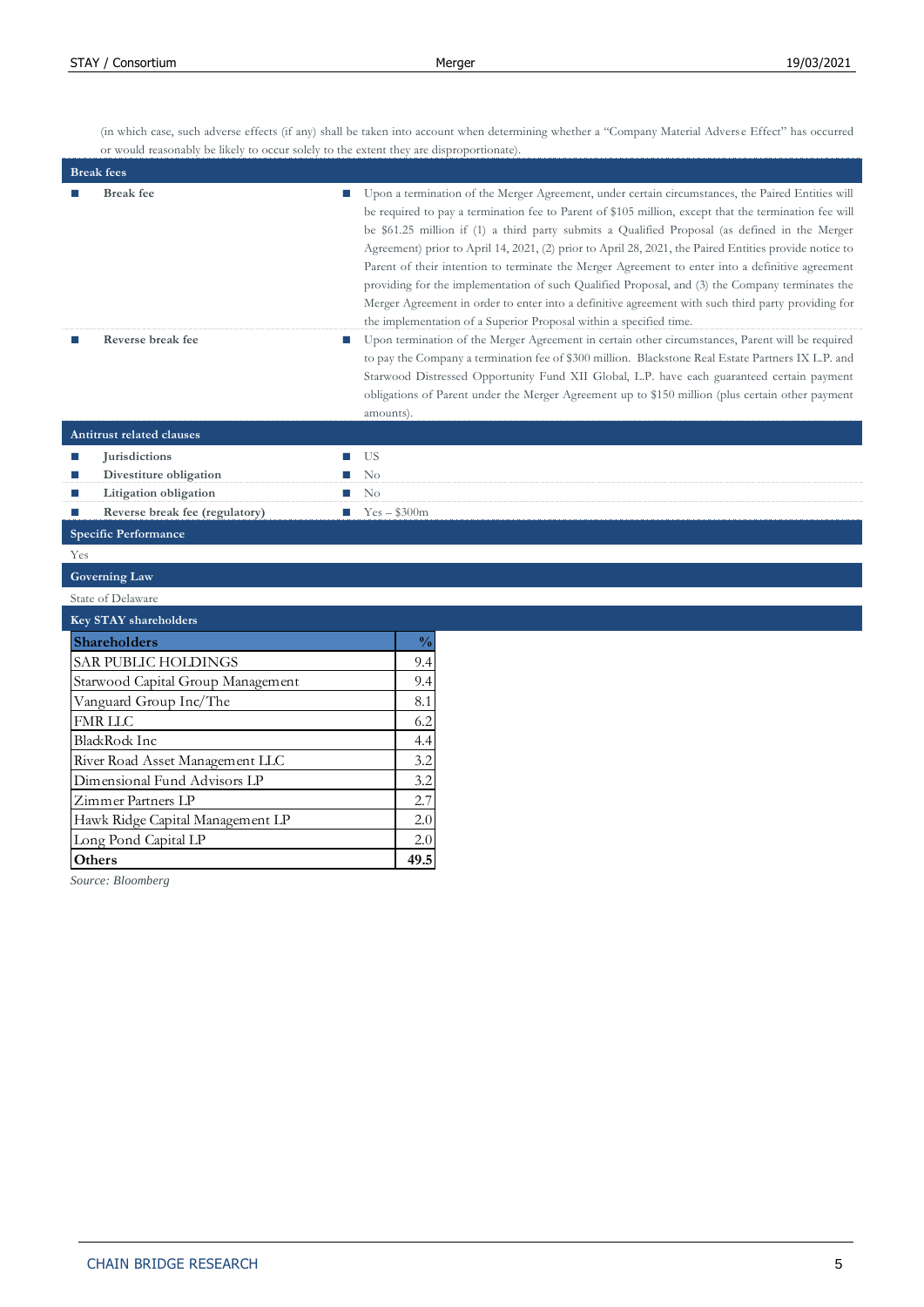(in which case, such adverse effects (if any) shall be taken into account when determining whether a "Company Material Adverse Effect" has occurred or would reasonably be likely to occur solely to the extent they are disproportionate).

## Break fees

- **Break fee**
  - Upon a termination of the Merger Agreement, under certain circumstances, the Paired Entities will be required to pay a termination fee to Parent of $105 million, except that the termination fee will be $61.25 million if (1) a third party submits a Qualified Proposal (as defined in the Merger Agreement) prior to April 14, 2021, (2) prior to April 28, 2021, the Paired Entities provide notice to Parent of their intention to terminate the Merger Agreement to enter into a definitive agreement providing for the implementation of such Qualified Proposal, and (3) the Company terminates the Merger Agreement in order to enter into a definitive agreement with such third party providing for the implementation of a Superior Proposal within a specified time.
- **Reverse break fee**
  - Upon termination of the Merger Agreement in certain other circumstances, Parent will be required to pay the Company a termination fee of $300 million. Blackstone Real Estate Partners IX L.P. and Starwood Distressed Opportunity Fund XII Global, L.P. have each guaranteed certain payment obligations of Parent under the Merger Agreement up to $150 million (plus certain other payment amounts).

## Antitrust related clauses

- **Jurisdictions**
  - US
- **Divestiture obligation**
  - No
- **Litigation obligation**
  - No
- **Reverse break fee (regulatory)**
  - Yes – $300m

## Specific Performance

Yes

## Governing Law

State of Delaware

## Key STAY shareholders

| Shareholders | % |
|---|---|
| SAR PUBLIC HOLDINGS | 9.4 |
| Starwood Capital Group Management | 9.4 |
| Vanguard Group Inc/The | 8.1 |
| FMR LLC | 6.2 |
| BlackRock Inc | 4.4 |
| River Road Asset Management LLC | 3.2 |
| Dimensional Fund Advisors LP | 3.2 |
| Zimmer Partners LP | 2.7 |
| Hawk Ridge Capital Management LP | 2.0 |
| Long Pond Capital LP | 2.0 |
| **Others** | **49.5** |

*Source: Bloomberg*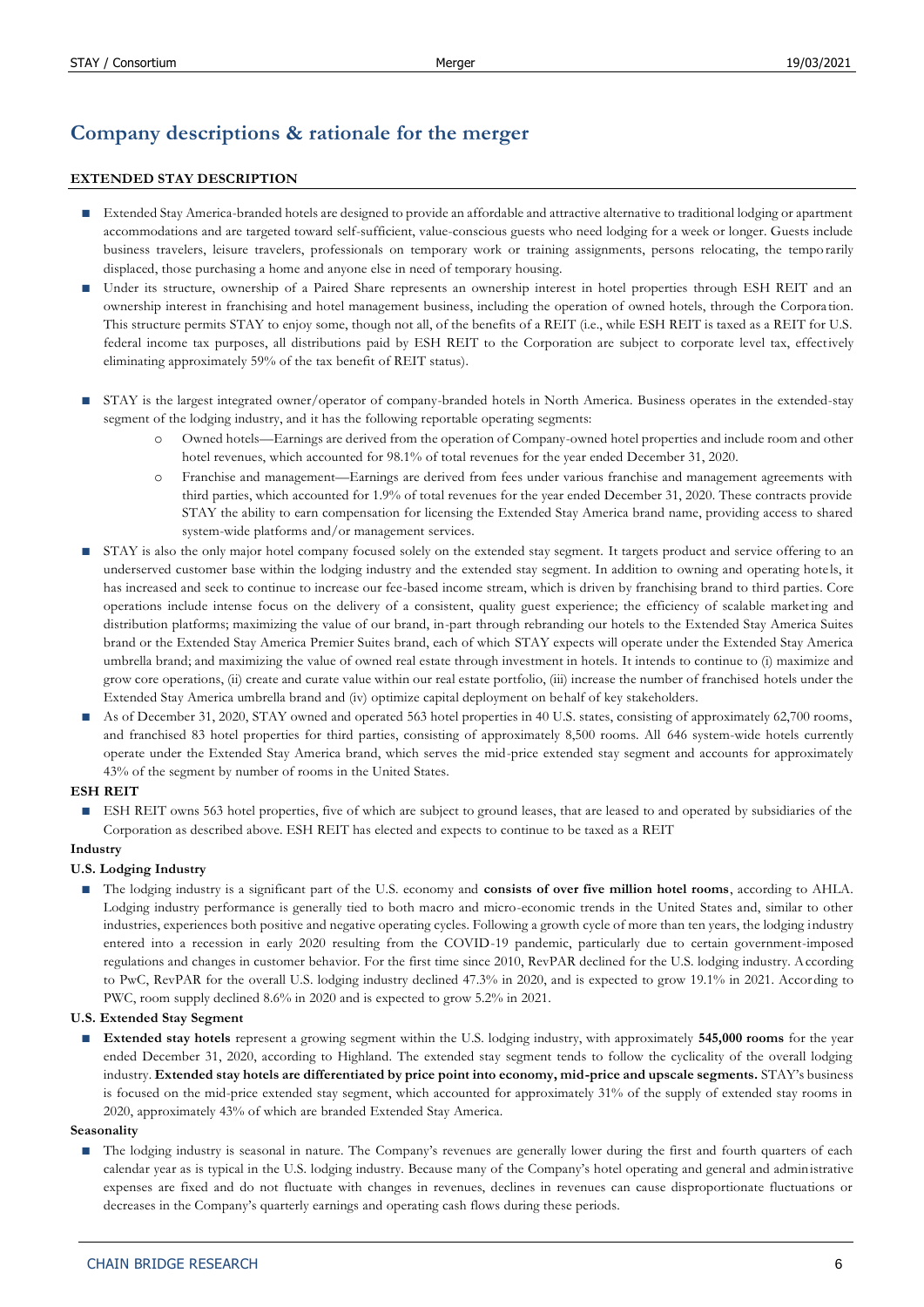# Company descriptions & rationale for the merger

## EXTENDED STAY DESCRIPTION

- Extended Stay America-branded hotels are designed to provide an affordable and attractive alternative to traditional lodging or apartment accommodations and are targeted toward self-sufficient, value-conscious guests who need lodging for a week or longer. Guests include business travelers, leisure travelers, professionals on temporary work or training assignments, persons relocating, the temporarily displaced, those purchasing a home and anyone else in need of temporary housing.
- Under its structure, ownership of a Paired Share represents an ownership interest in hotel properties through ESH REIT and an ownership interest in franchising and hotel management business, including the operation of owned hotels, through the Corporation. This structure permits STAY to enjoy some, though not all, of the benefits of a REIT (i.e., while ESH REIT is taxed as a REIT for U.S. federal income tax purposes, all distributions paid by ESH REIT to the Corporation are subject to corporate level tax, effectively eliminating approximately 59% of the tax benefit of REIT status).
- STAY is the largest integrated owner/operator of company-branded hotels in North America. Business operates in the extended-stay segment of the lodging industry, and it has the following reportable operating segments:
    - Owned hotels—Earnings are derived from the operation of Company-owned hotel properties and include room and other hotel revenues, which accounted for 98.1% of total revenues for the year ended December 31, 2020.
    - Franchise and management—Earnings are derived from fees under various franchise and management agreements with third parties, which accounted for 1.9% of total revenues for the year ended December 31, 2020. These contracts provide STAY the ability to earn compensation for licensing the Extended Stay America brand name, providing access to shared system-wide platforms and/or management services.
- STAY is also the only major hotel company focused solely on the extended stay segment. It targets product and service offering to an underserved customer base within the lodging industry and the extended stay segment. In addition to owning and operating hotels, it has increased and seek to continue to increase our fee-based income stream, which is driven by franchising brand to third parties. Core operations include intense focus on the delivery of a consistent, quality guest experience; the efficiency of scalable marketing and distribution platforms; maximizing the value of our brand, in-part through rebranding our hotels to the Extended Stay America Suites brand or the Extended Stay America Premier Suites brand, each of which STAY expects will operate under the Extended Stay America umbrella brand; and maximizing the value of owned real estate through investment in hotels. It intends to continue to (i) maximize and grow core operations, (ii) create and curate value within our real estate portfolio, (iii) increase the number of franchised hotels under the Extended Stay America umbrella brand and (iv) optimize capital deployment on behalf of key stakeholders.
- As of December 31, 2020, STAY owned and operated 563 hotel properties in 40 U.S. states, consisting of approximately 62,700 rooms, and franchised 83 hotel properties for third parties, consisting of approximately 8,500 rooms. All 646 system-wide hotels currently operate under the Extended Stay America brand, which serves the mid-price extended stay segment and accounts for approximately 43% of the segment by number of rooms in the United States.

### ESH REIT

- ESH REIT owns 563 hotel properties, five of which are subject to ground leases, that are leased to and operated by subsidiaries of the Corporation as described above. ESH REIT has elected and expects to continue to be taxed as a REIT

### Industry

#### U.S. Lodging Industry

- The lodging industry is a significant part of the U.S. economy and **consists of over five million hotel rooms**, according to AHLA. Lodging industry performance is generally tied to both macro and micro-economic trends in the United States and, similar to other industries, experiences both positive and negative operating cycles. Following a growth cycle of more than ten years, the lodging industry entered into a recession in early 2020 resulting from the COVID-19 pandemic, particularly due to certain government-imposed regulations and changes in customer behavior. For the first time since 2010, RevPAR declined for the U.S. lodging industry. According to PwC, RevPAR for the overall U.S. lodging industry declined 47.3% in 2020, and is expected to grow 19.1% in 2021. According to PWC, room supply declined 8.6% in 2020 and is expected to grow 5.2% in 2021.

#### U.S. Extended Stay Segment

- **Extended stay hotels** represent a growing segment within the U.S. lodging industry, with approximately **545,000 rooms** for the year ended December 31, 2020, according to Highland. The extended stay segment tends to follow the cyclicality of the overall lodging industry. **Extended stay hotels are differentiated by price point into economy, mid-price and upscale segments.** STAY's business is focused on the mid-price extended stay segment, which accounted for approximately 31% of the supply of extended stay rooms in 2020, approximately 43% of which are branded Extended Stay America.

### Seasonality

- The lodging industry is seasonal in nature. The Company's revenues are generally lower during the first and fourth quarters of each calendar year as is typical in the U.S. lodging industry. Because many of the Company's hotel operating and general and administrative expenses are fixed and do not fluctuate with changes in revenues, declines in revenues can cause disproportionate fluctuations or decreases in the Company's quarterly earnings and operating cash flows during these periods.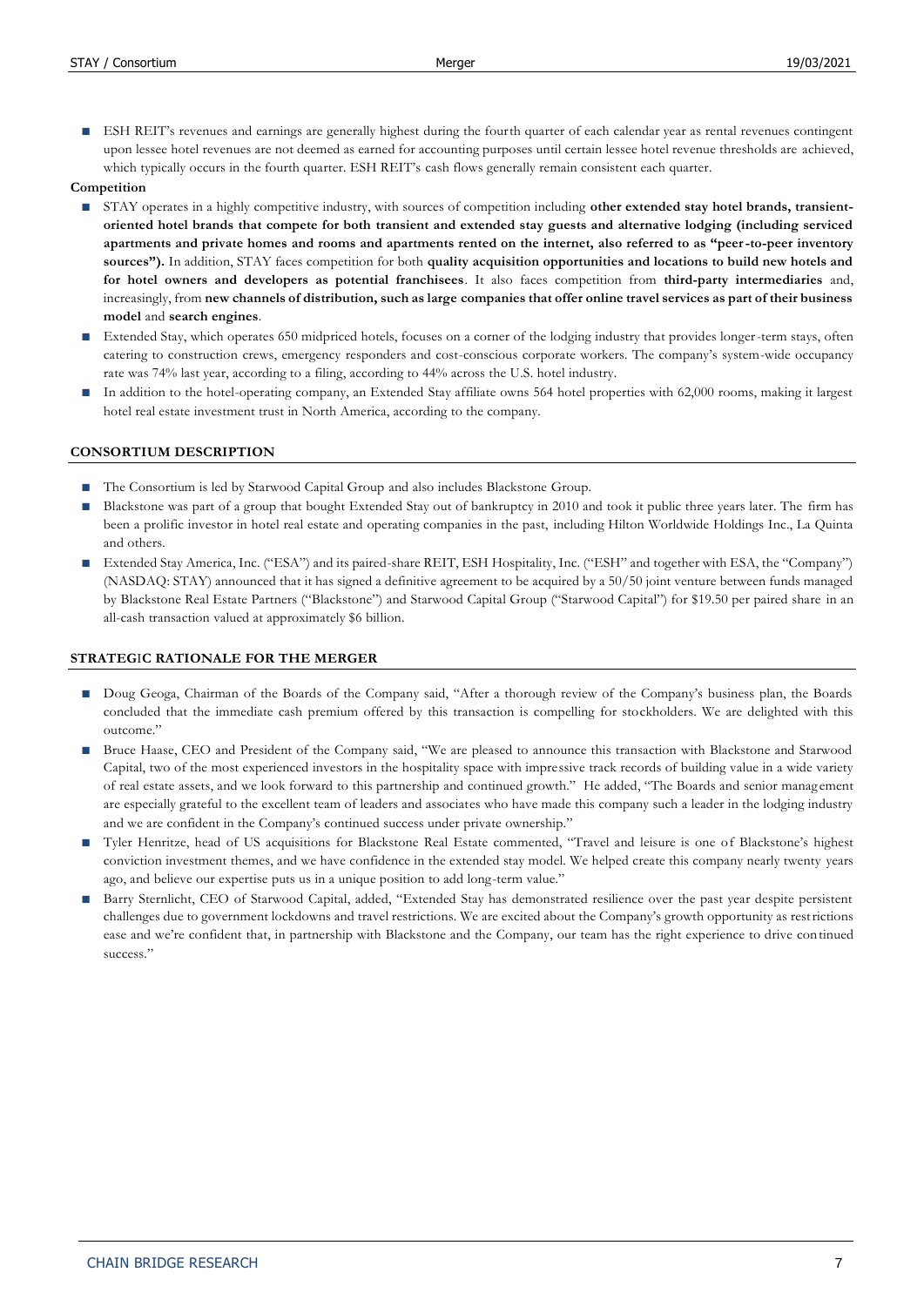- ESH REIT's revenues and earnings are generally highest during the fourth quarter of each calendar year as rental revenues contingent upon lessee hotel revenues are not deemed as earned for accounting purposes until certain lessee hotel revenue thresholds are achieved, which typically occurs in the fourth quarter. ESH REIT's cash flows generally remain consistent each quarter.

**Competition**

- STAY operates in a highly competitive industry, with sources of competition including **other extended stay hotel brands, transient-oriented hotel brands that compete for both transient and extended stay guests and alternative lodging (including serviced apartments and private homes and rooms and apartments rented on the internet, also referred to as "peer-to-peer inventory sources").** In addition, STAY faces competition for both **quality acquisition opportunities and locations to build new hotels and for hotel owners and developers as potential franchisees**. It also faces competition from **third-party intermediaries** and, increasingly, from **new channels of distribution, such as large companies that offer online travel services as part of their business model** and **search engines**.
- Extended Stay, which operates 650 midpriced hotels, focuses on a corner of the lodging industry that provides longer-term stays, often catering to construction crews, emergency responders and cost-conscious corporate workers. The company's system-wide occupancy rate was 74% last year, according to a filing, according to 44% across the U.S. hotel industry.
- In addition to the hotel-operating company, an Extended Stay affiliate owns 564 hotel properties with 62,000 rooms, making it largest hotel real estate investment trust in North America, according to the company.

## CONSORTIUM DESCRIPTION

- The Consortium is led by Starwood Capital Group and also includes Blackstone Group.
- Blackstone was part of a group that bought Extended Stay out of bankruptcy in 2010 and took it public three years later. The firm has been a prolific investor in hotel real estate and operating companies in the past, including Hilton Worldwide Holdings Inc., La Quinta and others.
- Extended Stay America, Inc. ("ESA") and its paired-share REIT, ESH Hospitality, Inc. ("ESH" and together with ESA, the "Company") (NASDAQ: STAY) announced that it has signed a definitive agreement to be acquired by a 50/50 joint venture between funds managed by Blackstone Real Estate Partners ("Blackstone") and Starwood Capital Group ("Starwood Capital") for $19.50 per paired share in an all-cash transaction valued at approximately $6 billion.

## STRATEGIC RATIONALE FOR THE MERGER

- Doug Geoga, Chairman of the Boards of the Company said, "After a thorough review of the Company's business plan, the Boards concluded that the immediate cash premium offered by this transaction is compelling for stockholders. We are delighted with this outcome."
- Bruce Haase, CEO and President of the Company said, "We are pleased to announce this transaction with Blackstone and Starwood Capital, two of the most experienced investors in the hospitality space with impressive track records of building value in a wide variety of real estate assets, and we look forward to this partnership and continued growth." He added, "The Boards and senior management are especially grateful to the excellent team of leaders and associates who have made this company such a leader in the lodging industry and we are confident in the Company's continued success under private ownership."
- Tyler Henritze, head of US acquisitions for Blackstone Real Estate commented, "Travel and leisure is one of Blackstone's highest conviction investment themes, and we have confidence in the extended stay model. We helped create this company nearly twenty years ago, and believe our expertise puts us in a unique position to add long-term value."
- Barry Sternlicht, CEO of Starwood Capital, added, "Extended Stay has demonstrated resilience over the past year despite persistent challenges due to government lockdowns and travel restrictions. We are excited about the Company's growth opportunity as restrictions ease and we're confident that, in partnership with Blackstone and the Company, our team has the right experience to drive continued success."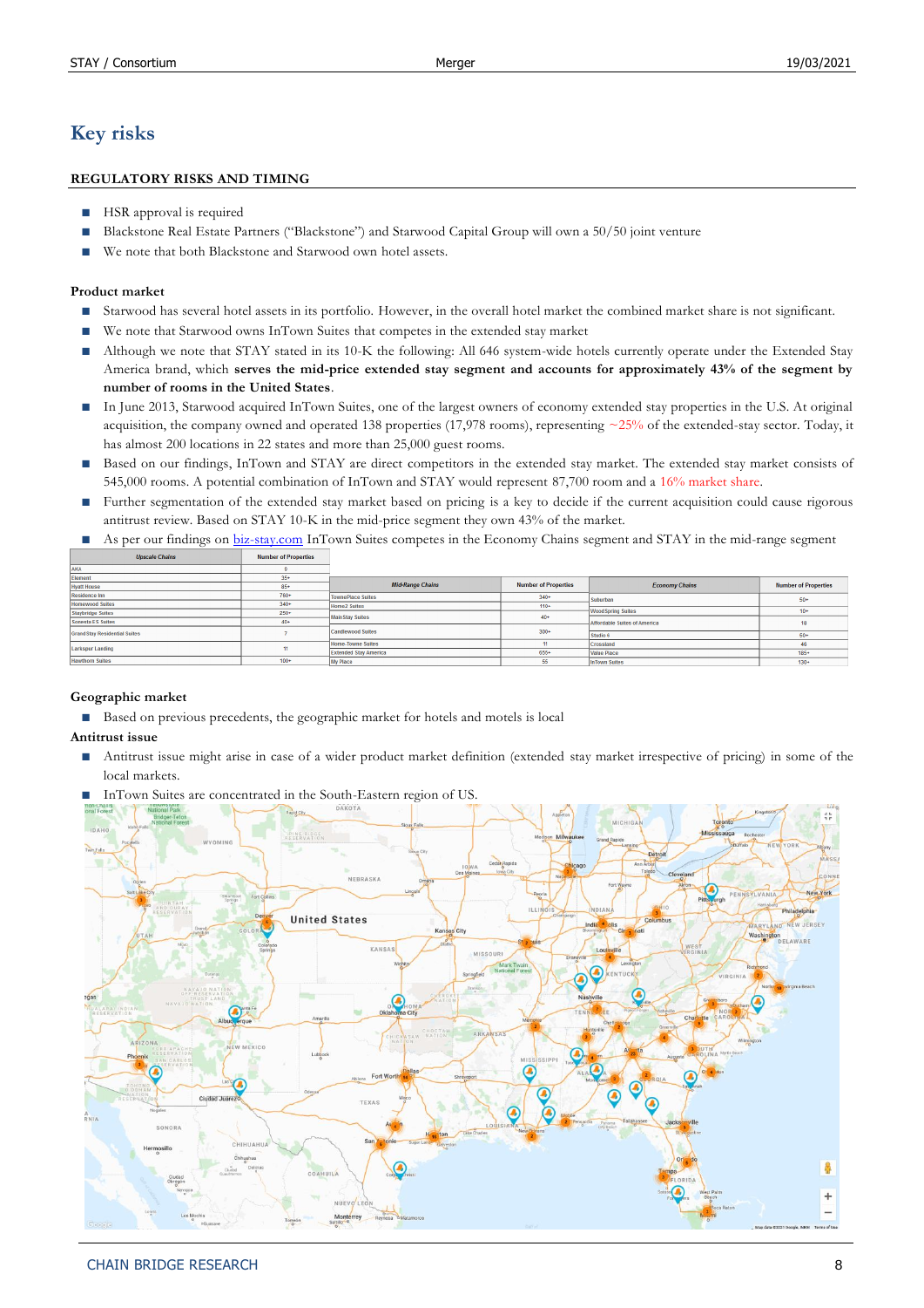# Key risks

## REGULATORY RISKS AND TIMING

- HSR approval is required
- Blackstone Real Estate Partners ("Blackstone") and Starwood Capital Group will own a 50/50 joint venture
- We note that both Blackstone and Starwood own hotel assets.

### Product market

- Starwood has several hotel assets in its portfolio. However, in the overall hotel market the combined market share is not significant.
- We note that Starwood owns InTown Suites that competes in the extended stay market
- Although we note that STAY stated in its 10-K the following: All 646 system-wide hotels currently operate under the Extended Stay America brand, which **serves the mid-price extended stay segment and accounts for approximately 43% of the segment by number of rooms in the United States**.
- In June 2013, Starwood acquired InTown Suites, one of the largest owners of economy extended stay properties in the U.S. At original acquisition, the company owned and operated 138 properties (17,978 rooms), representing ~25% of the extended-stay sector. Today, it has almost 200 locations in 22 states and more than 25,000 guest rooms.
- Based on our findings, InTown and STAY are direct competitors in the extended stay market. The extended stay market consists of 545,000 rooms. A potential combination of InTown and STAY would represent 87,700 room and a 16% market share.
- Further segmentation of the extended stay market based on pricing is a key to decide if the current acquisition could cause rigorous antitrust review. Based on STAY 10-K in the mid-price segment they own 43% of the market.
- As per our findings on biz-stay.com InTown Suites competes in the Economy Chains segment and STAY in the mid-range segment

| Upscale Chains | Number of Properties |
|---|---|
| AKA | 0 |
| Element | 35+ |
| Hyatt House | 85+ |
| Residence Inn | 760+ |
| Homewood Suites | 340+ |
| Staybridge Suites | 250+ |
| Sonesta ES Suites | 40+ |
| Grand Stay Residential Suites | 7 |
| Larkspur Landing | 11 |
| Hawthorn Suites | 100+ |

| Mid-Range Chains | Number of Properties |
|---|---|
| TownePlace Suites | 340+ |
| Home2 Suites | 110+ |
| MainStay Suites | 40+ |
| Candlewood Suites | 300+ |
| Home-Towne Suites | 11 |
| Extended Stay America | 655+ |
| My Place | 55 |

| Economy Chains | Number of Properties |
|---|---|
| Suburban | 50+ |
| WoodSpring Suites | 10+ |
| Affordable Suites of America | 18 |
| Studio 6 | 50+ |
| Crossland | 46 |
| Value Place | 185+ |
| InTown Suites | 130+ |

### Geographic market

- Based on previous precedents, the geographic market for hotels and motels is local

### Antitrust issue

- Antitrust issue might arise in case of a wider product market definition (extended stay market irrespective of pricing) in some of the local markets.
- InTown Suites are concentrated in the South-Eastern region of US.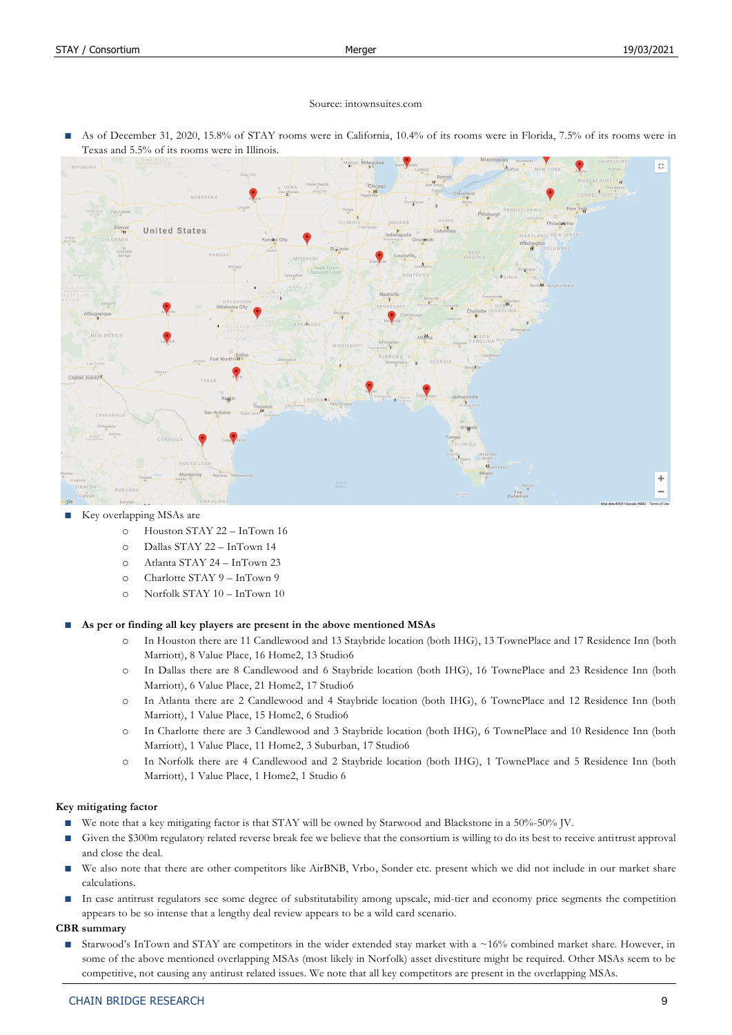Source: intownsuites.com

- As of December 31, 2020, 15.8% of STAY rooms were in California, 10.4% of its rooms were in Florida, 7.5% of its rooms were in Texas and 5.5% of its rooms were in Illinois.

- Key overlapping MSAs are
  - Houston STAY 22 – InTown 16
  - Dallas STAY 22 – InTown 14
  - Atlanta STAY 24 – InTown 23
  - Charlotte STAY 9 – InTown 9
  - Norfolk STAY 10 – InTown 10

- **As per or finding all key players are present in the above mentioned MSAs**
  - In Houston there are 11 Candlewood and 13 Staybride location (both IHG), 13 TownePlace and 17 Residence Inn (both Marriott), 8 Value Place, 16 Home2, 13 Studio6
  - In Dallas there are 8 Candlewood and 6 Staybride location (both IHG), 16 TownePlace and 23 Residence Inn (both Marriott), 6 Value Place, 21 Home2, 17 Studio6
  - In Atlanta there are 2 Candlewood and 4 Staybride location (both IHG), 6 TownePlace and 12 Residence Inn (both Marriott), 1 Value Place, 15 Home2, 6 Studio6
  - In Charlotte there are 3 Candlewood and 3 Staybride location (both IHG), 6 TownePlace and 10 Residence Inn (both Marriott), 1 Value Place, 11 Home2, 3 Suburban, 17 Studio6
  - In Norfolk there are 4 Candlewood and 2 Staybride location (both IHG), 1 TownePlace and 5 Residence Inn (both Marriott), 1 Value Place, 1 Home2, 1 Studio 6

**Key mitigating factor**

- We note that a key mitigating factor is that STAY will be owned by Starwood and Blackstone in a 50%-50% JV.
- Given the $300m regulatory related reverse break fee we believe that the consortium is willing to do its best to receive antitrust approval and close the deal.
- We also note that there are other competitors like AirBNB, Vrbo, Sonder etc. present which we did not include in our market share calculations.
- In case antitrust regulators see some degree of substitutability among upscale, mid-tier and economy price segments the competition appears to be so intense that a lengthy deal review appears to be a wild card scenario.

**CBR summary**

- Starwood's InTown and STAY are competitors in the wider extended stay market with a ~16% combined market share. However, in some of the above mentioned overlapping MSAs (most likely in Norfolk) asset divestiture might be required. Other MSAs seem to be competitive, not causing any antirust related issues. We note that all key competitors are present in the overlapping MSAs.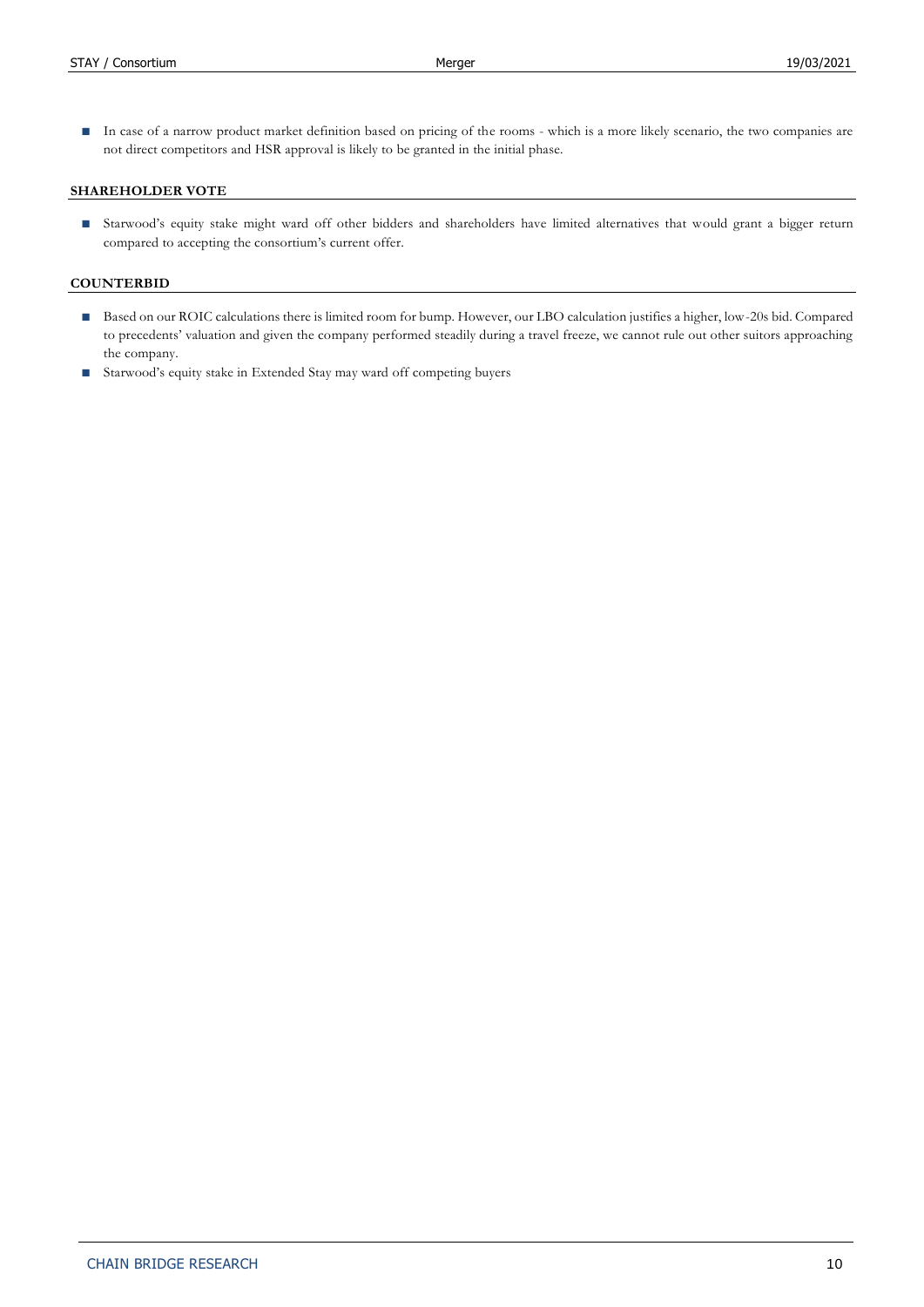- In case of a narrow product market definition based on pricing of the rooms - which is a more likely scenario, the two companies are not direct competitors and HSR approval is likely to be granted in the initial phase.

## SHAREHOLDER VOTE

- Starwood's equity stake might ward off other bidders and shareholders have limited alternatives that would grant a bigger return compared to accepting the consortium's current offer.

## COUNTERBID

- Based on our ROIC calculations there is limited room for bump. However, our LBO calculation justifies a higher, low-20s bid. Compared to precedents' valuation and given the company performed steadily during a travel freeze, we cannot rule out other suitors approaching the company.
- Starwood's equity stake in Extended Stay may ward off competing buyers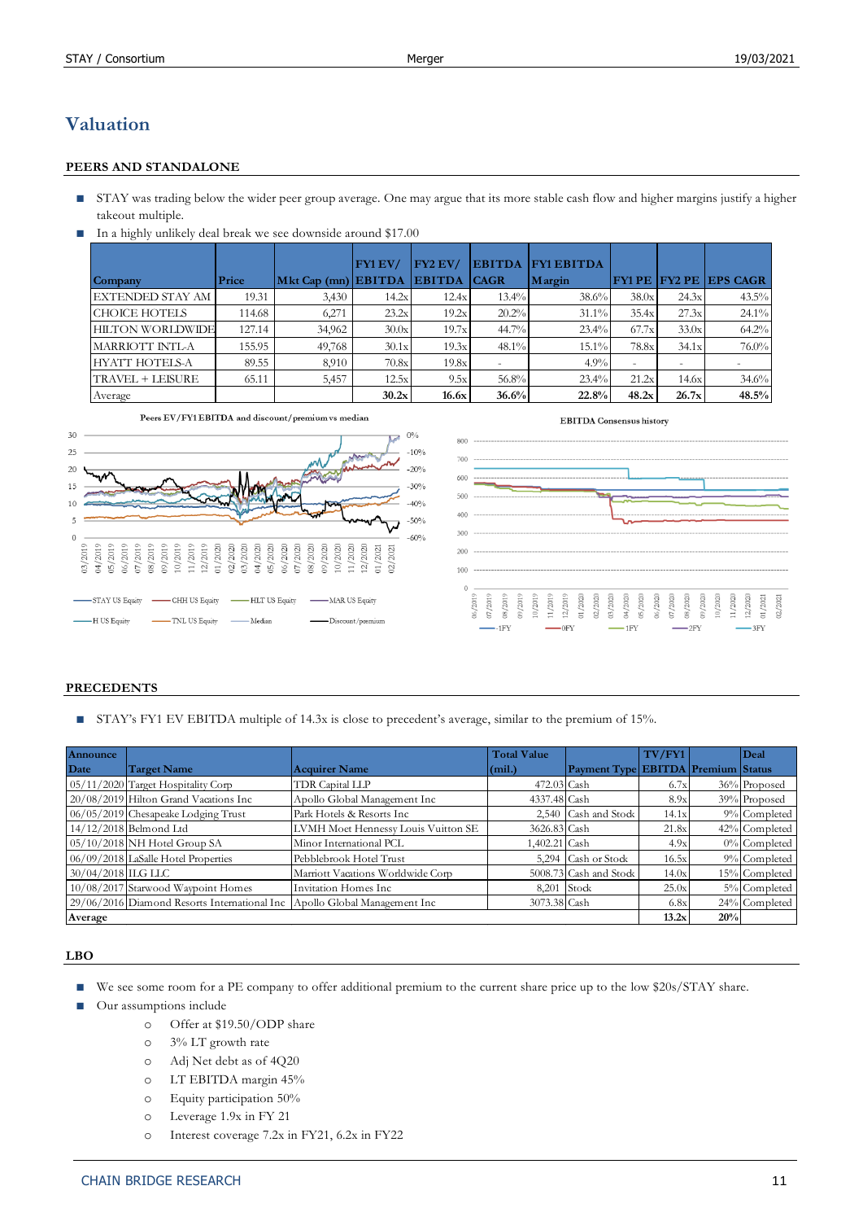# Valuation

## PEERS AND STANDALONE

- STAY was trading below the wider peer group average. One may argue that its more stable cash flow and higher margins justify a higher takeout multiple.
- In a highly unlikely deal break we see downside around $17.00

| Company | Price | Mkt Cap (mn) | FY1 EV/ EBITDA | FY2 EV/ EBITDA | EBITDA CAGR | FY1 EBITDA Margin | FY1 PE | FY2 PE | EPS CAGR |
|---|---|---|---|---|---|---|---|---|---|
| EXTENDED STAY AM | 19.31 | 3,430 | 14.2x | 12.4x | 13.4% | 38.6% | 38.0x | 24.3x | 43.5% |
| CHOICE HOTELS | 114.68 | 6,271 | 23.2x | 19.2x | 20.2% | 31.1% | 35.4x | 27.3x | 24.1% |
| HILTON WORLDWIDE | 127.14 | 34,962 | 30.0x | 19.7x | 44.7% | 23.4% | 67.7x | 33.0x | 64.2% |
| MARRIOTT INTL-A | 155.95 | 49,768 | 30.1x | 19.3x | 48.1% | 15.1% | 78.8x | 34.1x | 76.0% |
| HYATT HOTELS-A | 89.55 | 8,910 | 70.8x | 19.8x | - | 4.9% | - | - | - |
| TRAVEL + LEISURE | 65.11 | 5,457 | 12.5x | 9.5x | 56.8% | 23.4% | 21.2x | 14.6x | 34.6% |
| Average | | | **30.2x** | **16.6x** | **36.6%** | **22.8%** | **48.2x** | **26.7x** | **48.5%** |

Peers EV/FY1 EBITDA and discount/premium vs median

EBITDA Consensus history

## PRECEDENTS

- STAY's FY1 EV EBITDA multiple of 14.3x is close to precedent's average, similar to the premium of 15%.

| Announce Date | Target Name | Acquirer Name | Total Value (mil.) | Payment Type | TV/FY1 EBITDA | Premium | Deal Status |
|---|---|---|---|---|---|---|---|
| 05/11/2020 | Target Hospitality Corp | TDR Capital LLP | 472.03 | Cash | 6.7x | 36% | Proposed |
| 20/08/2019 | Hilton Grand Vacations Inc | Apollo Global Management Inc | 4337.48 | Cash | 8.9x | 39% | Proposed |
| 06/05/2019 | Chesapeake Lodging Trust | Park Hotels & Resorts Inc | 2,540 | Cash and Stock | 14.1x | 9% | Completed |
| 14/12/2018 | Belmond Ltd | LVMH Moet Hennessy Louis Vuitton SE | 3626.83 | Cash | 21.8x | 42% | Completed |
| 05/10/2018 | NH Hotel Group SA | Minor International PCL | 1,402.21 | Cash | 4.9x | 0% | Completed |
| 06/09/2018 | LaSalle Hotel Properties | Pebblebrook Hotel Trust | 5,294 | Cash or Stock | 16.5x | 9% | Completed |
| 30/04/2018 | ILG LLC | Marriott Vacations Worldwide Corp | 5008.73 | Cash and Stock | 14.0x | 15% | Completed |
| 10/08/2017 | Starwood Waypoint Homes | Invitation Homes Inc | 8,201 | Stock | 25.0x | 5% | Completed |
| 29/06/2016 | Diamond Resorts International Inc | Apollo Global Management Inc | 3073.38 | Cash | 6.8x | 24% | Completed |
| **Average** | | | | | **13.2x** | **20%** | |

## LBO

- We see some room for a PE company to offer additional premium to the current share price up to the low $20s/STAY share.
- Our assumptions include
  - Offer at $19.50/ODP share
  - 3% LT growth rate
  - Adj Net debt as of 4Q20
  - LT EBITDA margin 45%
  - Equity participation 50%
  - Leverage 1.9x in FY 21
  - Interest coverage 7.2x in FY21, 6.2x in FY22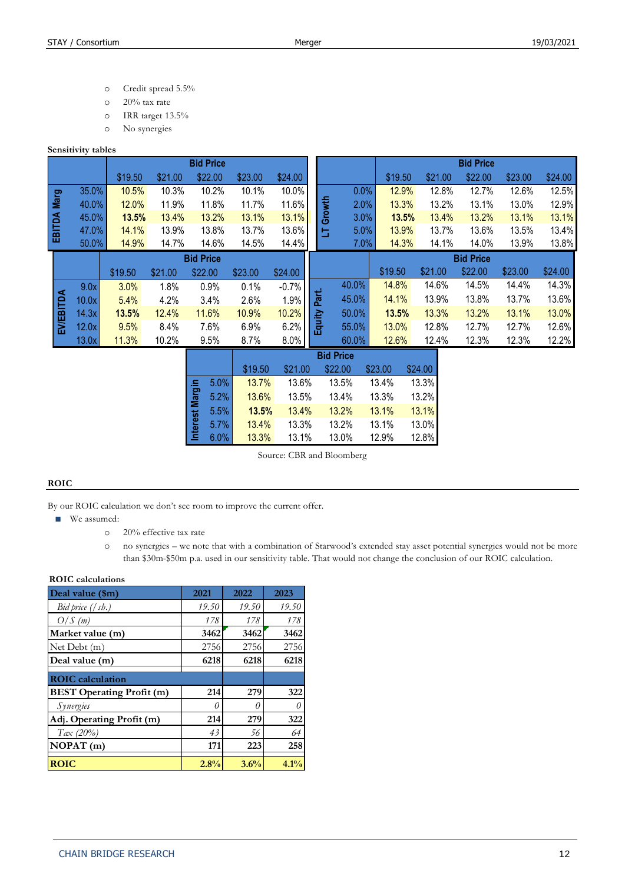- Credit spread 5.5%
- 20% tax rate
- IRR target 13.5%
- No synergies

**Sensitivity tables**

| EBITDA Marg | Bid Price $19.50 | $21.00 | $22.00 | $23.00 | $24.00 |
|---|---|---|---|---|---|
| 35.0% | 10.5% | 10.3% | 10.2% | 10.1% | 10.0% |
| 40.0% | 12.0% | 11.9% | 11.8% | 11.7% | 11.6% |
| 45.0% | **13.5%** | 13.4% | 13.2% | 13.1% | 13.1% |
| 47.0% | 14.1% | 13.9% | 13.8% | 13.7% | 13.6% |
| 50.0% | 14.9% | 14.7% | 14.6% | 14.5% | 14.4% |

| LT Growth | Bid Price $19.50 | $21.00 | $22.00 | $23.00 | $24.00 |
|---|---|---|---|---|---|
| 0.0% | 12.9% | 12.8% | 12.7% | 12.6% | 12.5% |
| 2.0% | 13.3% | 13.2% | 13.1% | 13.0% | 12.9% |
| 3.0% | **13.5%** | 13.4% | 13.2% | 13.1% | 13.1% |
| 5.0% | 13.9% | 13.7% | 13.6% | 13.5% | 13.4% |
| 7.0% | 14.3% | 14.1% | 14.0% | 13.9% | 13.8% |

| EV/EBITDA | Bid Price $19.50 | $21.00 | $22.00 | $23.00 | $24.00 |
|---|---|---|---|---|---|
| 9.0x | 3.0% | 1.8% | 0.9% | 0.1% | -0.7% |
| 10.0x | 5.4% | 4.2% | 3.4% | 2.6% | 1.9% |
| 14.3x | **13.5%** | 12.4% | 11.6% | 10.9% | 10.2% |
| 12.0x | 9.5% | 8.4% | 7.6% | 6.9% | 6.2% |
| 13.0x | 11.3% | 10.2% | 9.5% | 8.7% | 8.0% |

| Equity Part. | Bid Price $19.50 | $21.00 | $22.00 | $23.00 | $24.00 |
|---|---|---|---|---|---|
| 40.0% | 14.8% | 14.6% | 14.5% | 14.4% | 14.3% |
| 45.0% | 14.1% | 13.9% | 13.8% | 13.7% | 13.6% |
| 50.0% | **13.5%** | 13.3% | 13.2% | 13.1% | 13.0% |
| 55.0% | 13.0% | 12.8% | 12.7% | 12.7% | 12.6% |
| 60.0% | 12.6% | 12.4% | 12.3% | 12.3% | 12.2% |

| Interest Margin | Bid Price $19.50 | $21.00 | $22.00 | $23.00 | $24.00 |
|---|---|---|---|---|---|
| 5.0% | 13.7% | 13.6% | 13.5% | 13.4% | 13.3% |
| 5.2% | 13.6% | 13.5% | 13.4% | 13.3% | 13.2% |
| 5.5% | **13.5%** | 13.4% | 13.2% | 13.1% | 13.1% |
| 5.7% | 13.4% | 13.3% | 13.2% | 13.1% | 13.0% |
| 6.0% | 13.3% | 13.1% | 13.0% | 12.9% | 12.8% |

Source: CBR and Bloomberg

## ROIC

By our ROIC calculation we don't see room to improve the current offer.

- We assumed:
  - 20% effective tax rate
  - no synergies – we note that with a combination of Starwood's extended stay asset potential synergies would not be more than $30m-$50m p.a. used in our sensitivity table. That would not change the conclusion of our ROIC calculation.

**ROIC calculations**

| **Deal value ($m)** | **2021** | **2022** | **2023** |
|---|---|---|---|
| *Bid price (/ sh.)* | *19.50* | *19.50* | *19.50* |
| *O/S (m)* | *178* | *178* | *178* |
| **Market value (m)** | **3462** | **3462** | **3462** |
| Net Debt (m) | 2756 | 2756 | 2756 |
| **Deal value (m)** | **6218** | **6218** | **6218** |
| **ROIC calculation** | | | |
| **BEST Operating Profit (m)** | **214** | **279** | **322** |
| *Synergies* | *0* | *0* | *0* |
| **Adj. Operating Profit (m)** | **214** | **279** | **322** |
| *Tax (20%)* | *43* | *56* | *64* |
| **NOPAT (m)** | **171** | **223** | **258** |
| **ROIC** | **2.8%** | **3.6%** | **4.1%** |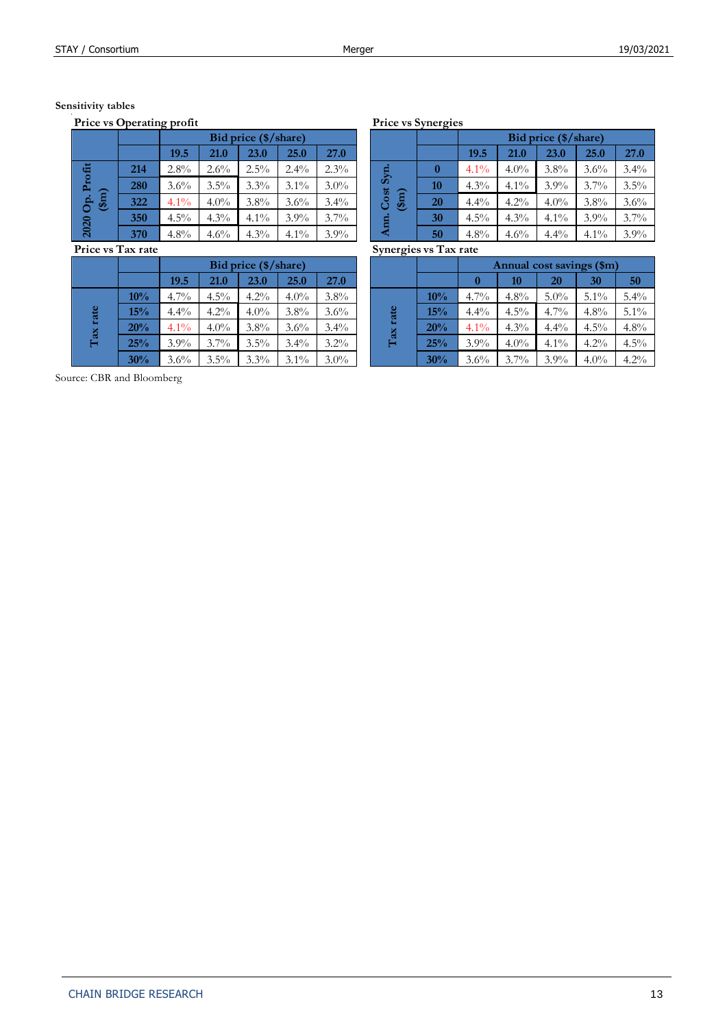**Sensitivity tables**

**Price vs Operating profit**

| 2020 Op. Profit ($m) | Bid price ($/share) | | | | |
|---|---|---|---|---|---|
| | 19.5 | 21.0 | 23.0 | 25.0 | 27.0 |
| 214 | 2.8% | 2.6% | 2.5% | 2.4% | 2.3% |
| 280 | 3.6% | 3.5% | 3.3% | 3.1% | 3.0% |
| 322 | 4.1% | 4.0% | 3.8% | 3.6% | 3.4% |
| 350 | 4.5% | 4.3% | 4.1% | 3.9% | 3.7% |
| 370 | 4.8% | 4.6% | 4.3% | 4.1% | 3.9% |

**Price vs Synergies**

| Ann. Cost Syn. ($m) | Bid price ($/share) | | | | |
|---|---|---|---|---|---|
| | 19.5 | 21.0 | 23.0 | 25.0 | 27.0 |
| 0 | 4.1% | 4.0% | 3.8% | 3.6% | 3.4% |
| 10 | 4.3% | 4.1% | 3.9% | 3.7% | 3.5% |
| 20 | 4.4% | 4.2% | 4.0% | 3.8% | 3.6% |
| 30 | 4.5% | 4.3% | 4.1% | 3.9% | 3.7% |
| 50 | 4.8% | 4.6% | 4.4% | 4.1% | 3.9% |

**Price vs Tax rate**

| Tax rate | Bid price ($/share) | | | | |
|---|---|---|---|---|---|
| | 19.5 | 21.0 | 23.0 | 25.0 | 27.0 |
| 10% | 4.7% | 4.5% | 4.2% | 4.0% | 3.8% |
| 15% | 4.4% | 4.2% | 4.0% | 3.8% | 3.6% |
| 20% | 4.1% | 4.0% | 3.8% | 3.6% | 3.4% |
| 25% | 3.9% | 3.7% | 3.5% | 3.4% | 3.2% |
| 30% | 3.6% | 3.5% | 3.3% | 3.1% | 3.0% |

**Synergies vs Tax rate**

| Tax rate | Annual cost savings ($m) | | | | |
|---|---|---|---|---|---|
| | 0 | 10 | 20 | 30 | 50 |
| 10% | 4.7% | 4.8% | 5.0% | 5.1% | 5.4% |
| 15% | 4.4% | 4.5% | 4.7% | 4.8% | 5.1% |
| 20% | 4.1% | 4.3% | 4.4% | 4.5% | 4.8% |
| 25% | 3.9% | 4.0% | 4.1% | 4.2% | 4.5% |
| 30% | 3.6% | 3.7% | 3.9% | 4.0% | 4.2% |

Source: CBR and Bloomberg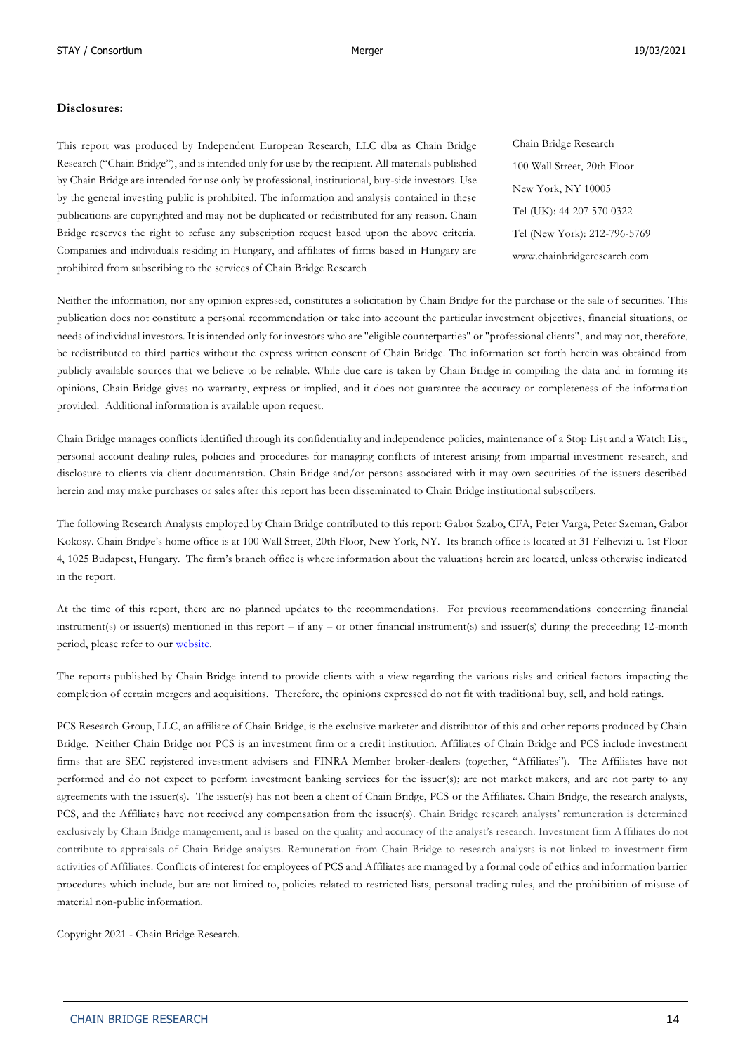**Disclosures:**

This report was produced by Independent European Research, LLC dba as Chain Bridge Research ("Chain Bridge"), and is intended only for use by the recipient. All materials published by Chain Bridge are intended for use only by professional, institutional, buy-side investors. Use by the general investing public is prohibited. The information and analysis contained in these publications are copyrighted and may not be duplicated or redistributed for any reason. Chain Bridge reserves the right to refuse any subscription request based upon the above criteria. Companies and individuals residing in Hungary, and affiliates of firms based in Hungary are prohibited from subscribing to the services of Chain Bridge Research

Chain Bridge Research
100 Wall Street, 20th Floor
New York, NY 10005
Tel (UK): 44 207 570 0322
Tel (New York): 212-796-5769
www.chainbridgeresearch.com

Neither the information, nor any opinion expressed, constitutes a solicitation by Chain Bridge for the purchase or the sale of securities. This publication does not constitute a personal recommendation or take into account the particular investment objectives, financial situations, or needs of individual investors. It is intended only for investors who are "eligible counterparties" or "professional clients", and may not, therefore, be redistributed to third parties without the express written consent of Chain Bridge. The information set forth herein was obtained from publicly available sources that we believe to be reliable. While due care is taken by Chain Bridge in compiling the data and in forming its opinions, Chain Bridge gives no warranty, express or implied, and it does not guarantee the accuracy or completeness of the information provided. Additional information is available upon request.

Chain Bridge manages conflicts identified through its confidentiality and independence policies, maintenance of a Stop List and a Watch List, personal account dealing rules, policies and procedures for managing conflicts of interest arising from impartial investment research, and disclosure to clients via client documentation. Chain Bridge and/or persons associated with it may own securities of the issuers described herein and may make purchases or sales after this report has been disseminated to Chain Bridge institutional subscribers.

The following Research Analysts employed by Chain Bridge contributed to this report: Gabor Szabo, CFA, Peter Varga, Peter Szeman, Gabor Kokosy. Chain Bridge's home office is at 100 Wall Street, 20th Floor, New York, NY. Its branch office is located at 31 Felhevizi u. 1st Floor 4, 1025 Budapest, Hungary. The firm's branch office is where information about the valuations herein are located, unless otherwise indicated in the report.

At the time of this report, there are no planned updates to the recommendations. For previous recommendations concerning financial instrument(s) or issuer(s) mentioned in this report – if any – or other financial instrument(s) and issuer(s) during the preceeding 12-month period, please refer to our website.

The reports published by Chain Bridge intend to provide clients with a view regarding the various risks and critical factors impacting the completion of certain mergers and acquisitions. Therefore, the opinions expressed do not fit with traditional buy, sell, and hold ratings.

PCS Research Group, LLC, an affiliate of Chain Bridge, is the exclusive marketer and distributor of this and other reports produced by Chain Bridge. Neither Chain Bridge nor PCS is an investment firm or a credit institution. Affiliates of Chain Bridge and PCS include investment firms that are SEC registered investment advisers and FINRA Member broker-dealers (together, "Affiliates"). The Affiliates have not performed and do not expect to perform investment banking services for the issuer(s); are not market makers, and are not party to any agreements with the issuer(s). The issuer(s) has not been a client of Chain Bridge, PCS or the Affiliates. Chain Bridge, the research analysts, PCS, and the Affiliates have not received any compensation from the issuer(s). Chain Bridge research analysts' remuneration is determined exclusively by Chain Bridge management, and is based on the quality and accuracy of the analyst's research. Investment firm Affiliates do not contribute to appraisals of Chain Bridge analysts. Remuneration from Chain Bridge to research analysts is not linked to investment firm activities of Affiliates. Conflicts of interest for employees of PCS and Affiliates are managed by a formal code of ethics and information barrier procedures which include, but are not limited to, policies related to restricted lists, personal trading rules, and the prohibition of misuse of material non-public information.

Copyright 2021 - Chain Bridge Research.